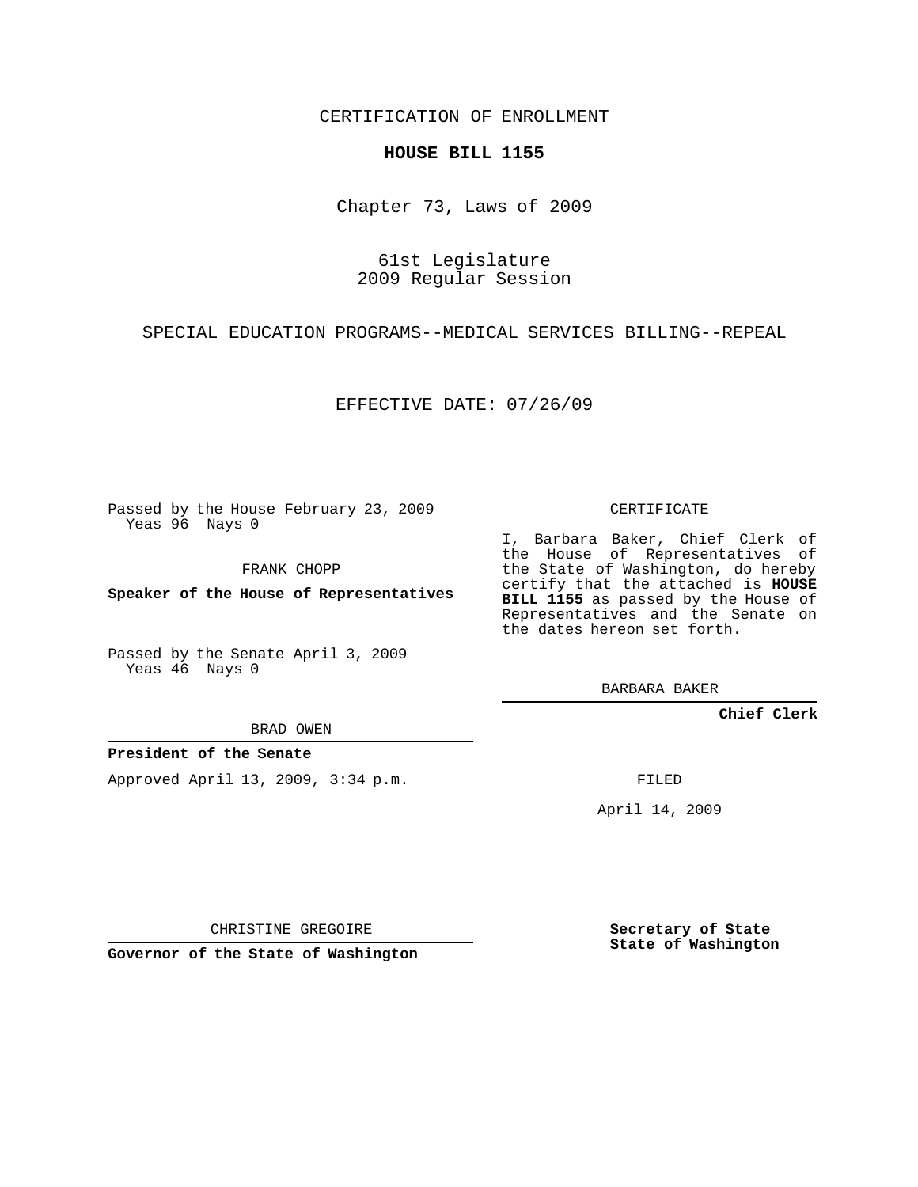CERTIFICATION OF ENROLLMENT

**HOUSE BILL 1155**

Chapter 73, Laws of 2009

61st Legislature
2009 Regular Session

SPECIAL EDUCATION PROGRAMS--MEDICAL SERVICES BILLING--REPEAL

EFFECTIVE DATE: 07/26/09

Passed by the House February 23, 2009
Yeas 96 Nays 0

FRANK CHOPP

**Speaker of the House of Representatives**

Passed by the Senate April 3, 2009
Yeas 46 Nays 0

BRAD OWEN

**President of the Senate**

Approved April 13, 2009, 3:34 p.m.

CHRISTINE GREGOIRE

**Governor of the State of Washington**

CERTIFICATE

I, Barbara Baker, Chief Clerk of the House of Representatives of the State of Washington, do hereby certify that the attached is **HOUSE BILL 1155** as passed by the House of Representatives and the Senate on the dates hereon set forth.

BARBARA BAKER

**Chief Clerk**

FILED

April 14, 2009

**Secretary of State**
**State of Washington**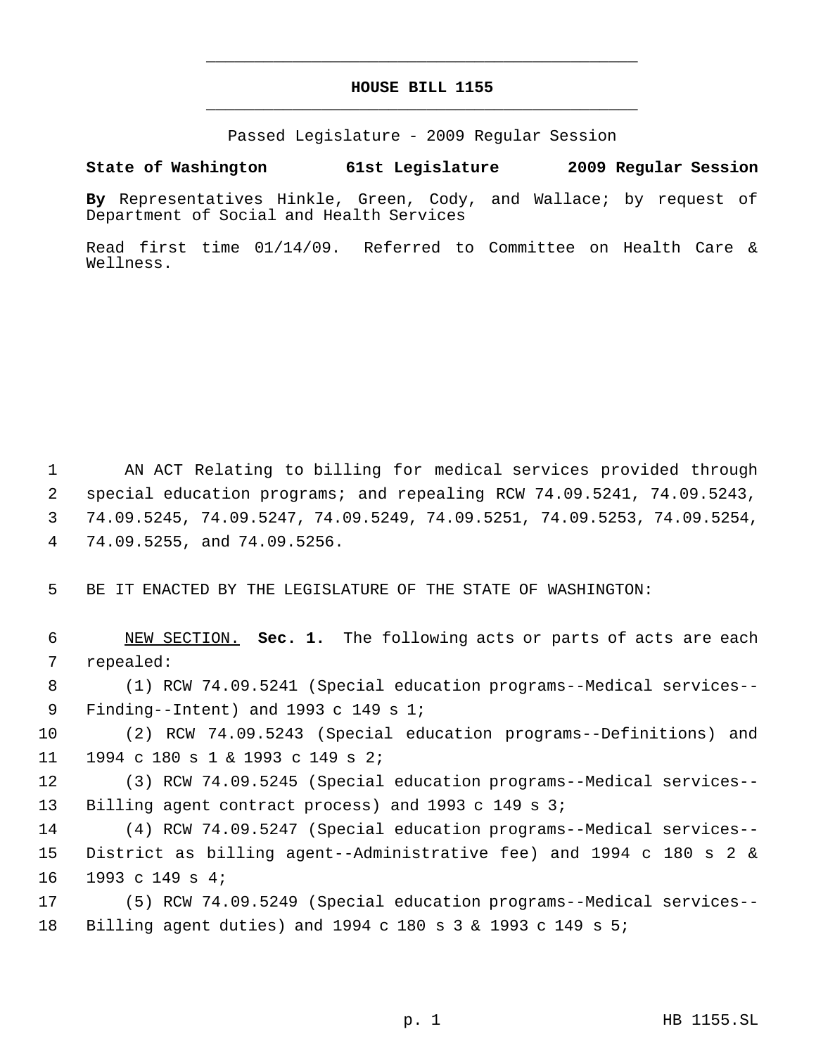# HOUSE BILL 1155

Passed Legislature - 2009 Regular Session

**State of Washington 61st Legislature 2009 Regular Session**

**By** Representatives Hinkle, Green, Cody, and Wallace; by request of Department of Social and Health Services

Read first time 01/14/09. Referred to Committee on Health Care & Wellness.

AN ACT Relating to billing for medical services provided through special education programs; and repealing RCW 74.09.5241, 74.09.5243, 74.09.5245, 74.09.5247, 74.09.5249, 74.09.5251, 74.09.5253, 74.09.5254, 74.09.5255, and 74.09.5256.

BE IT ENACTED BY THE LEGISLATURE OF THE STATE OF WASHINGTON:

NEW SECTION. **Sec. 1.** The following acts or parts of acts are each repealed:

(1) RCW 74.09.5241 (Special education programs--Medical services--Finding--Intent) and 1993 c 149 s 1;

(2) RCW 74.09.5243 (Special education programs--Definitions) and 1994 c 180 s 1 & 1993 c 149 s 2;

(3) RCW 74.09.5245 (Special education programs--Medical services--Billing agent contract process) and 1993 c 149 s 3;

(4) RCW 74.09.5247 (Special education programs--Medical services--District as billing agent--Administrative fee) and 1994 c 180 s 2 & 1993 c 149 s 4;

(5) RCW 74.09.5249 (Special education programs--Medical services--Billing agent duties) and 1994 c 180 s 3 & 1993 c 149 s 5;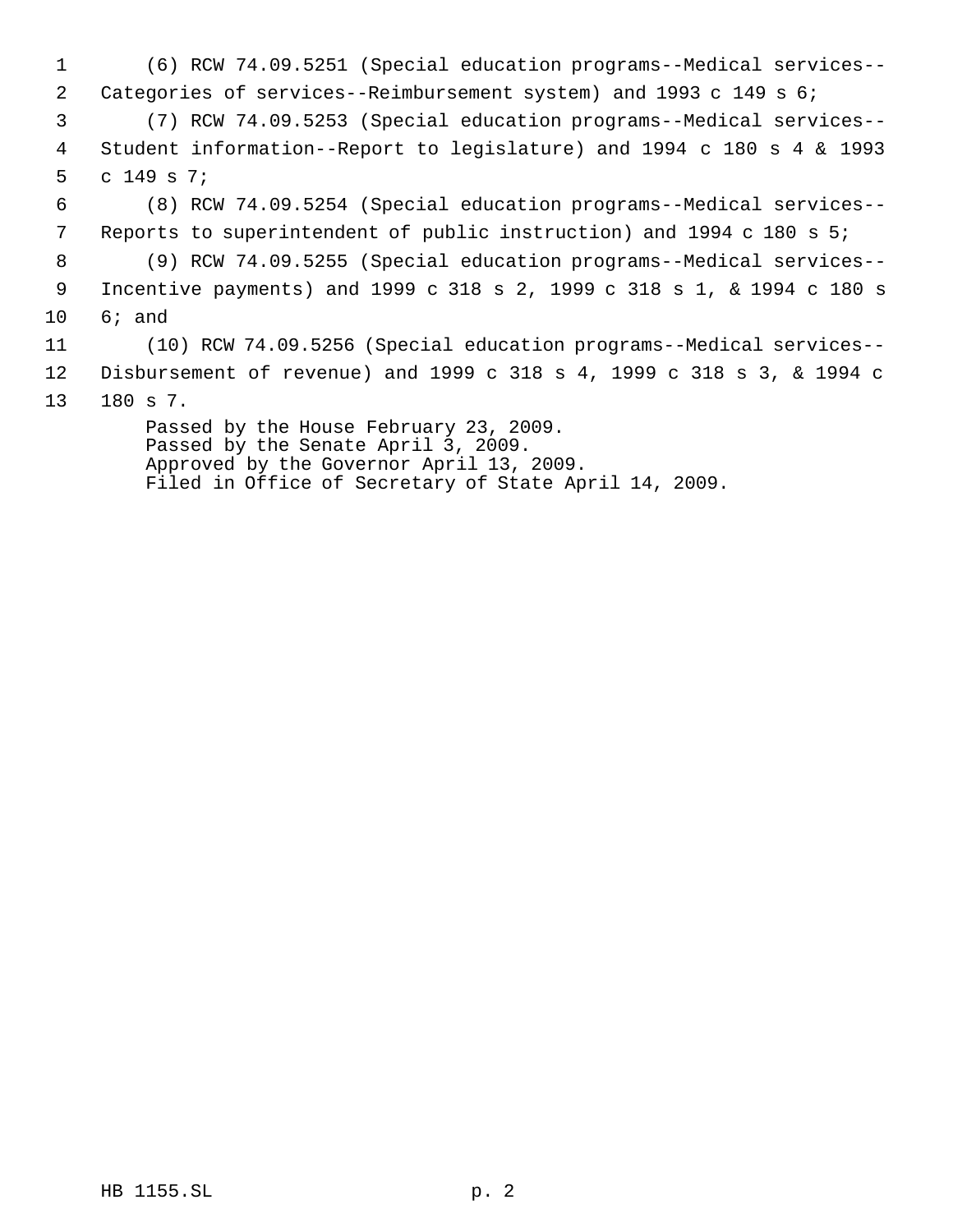(6) RCW 74.09.5251 (Special education programs--Medical services--Categories of services--Reimbursement system) and 1993 c 149 s 6;

(7) RCW 74.09.5253 (Special education programs--Medical services--Student information--Report to legislature) and 1994 c 180 s 4 & 1993 c 149 s 7;

(8) RCW 74.09.5254 (Special education programs--Medical services--Reports to superintendent of public instruction) and 1994 c 180 s 5;

(9) RCW 74.09.5255 (Special education programs--Medical services--Incentive payments) and 1999 c 318 s 2, 1999 c 318 s 1, & 1994 c 180 s 6; and

(10) RCW 74.09.5256 (Special education programs--Medical services--Disbursement of revenue) and 1999 c 318 s 4, 1999 c 318 s 3, & 1994 c 180 s 7.

Passed by the House February 23, 2009.
Passed by the Senate April 3, 2009.
Approved by the Governor April 13, 2009.
Filed in Office of Secretary of State April 14, 2009.